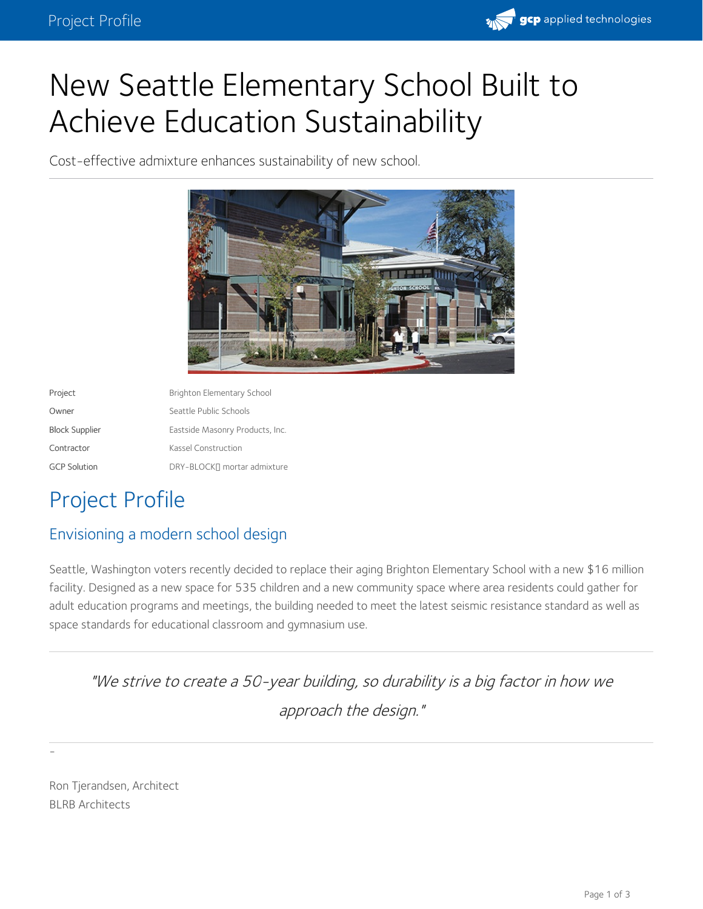# New Seattle Elementary School Built to Achieve Education Sustainability

Cost-effective admixture enhances sustainability of new school.

| | |
|---|---|
| Project | Brighton Elementary School |
| Owner | Seattle Public Schools |
| Block Supplier | Eastside Masonry Products, Inc. |
| Contractor | Kassel Construction |
| GCP Solution | DRY-BLOCK mortar admixture |

## Project Profile

### Envisioning a modern school design

Seattle, Washington voters recently decided to replace their aging Brighton Elementary School with a new $16 million facility. Designed as a new space for 535 children and a new community space where area residents could gather for adult education programs and meetings, the building needed to meet the latest seismic resistance standard as well as space standards for educational classroom and gymnasium use.

> *"We strive to create a 50-year building, so durability is a big factor in how we approach the design."*

–

Ron Tjerandsen, Architect
BLRB Architects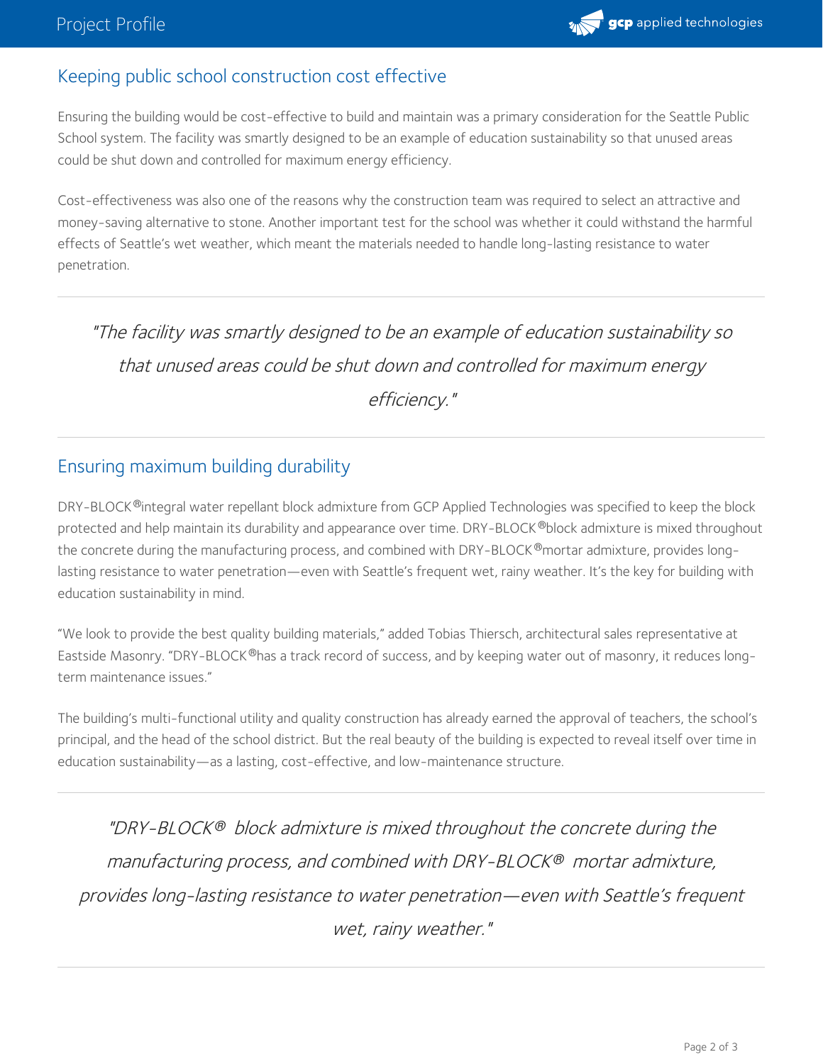## Keeping public school construction cost effective

Ensuring the building would be cost-effective to build and maintain was a primary consideration for the Seattle Public School system. The facility was smartly designed to be an example of education sustainability so that unused areas could be shut down and controlled for maximum energy efficiency.

Cost-effectiveness was also one of the reasons why the construction team was required to select an attractive and money-saving alternative to stone. Another important test for the school was whether it could withstand the harmful effects of Seattle's wet weather, which meant the materials needed to handle long-lasting resistance to water penetration.

---

> *"The facility was smartly designed to be an example of education sustainability so that unused areas could be shut down and controlled for maximum energy efficiency."*

---

## Ensuring maximum building durability

DRY-BLOCK® integral water repellant block admixture from GCP Applied Technologies was specified to keep the block protected and help maintain its durability and appearance over time. DRY-BLOCK® block admixture is mixed throughout the concrete during the manufacturing process, and combined with DRY-BLOCK® mortar admixture, provides long-lasting resistance to water penetration—even with Seattle's frequent wet, rainy weather. It's the key for building with education sustainability in mind.

"We look to provide the best quality building materials," added Tobias Thiersch, architectural sales representative at Eastside Masonry. "DRY-BLOCK® has a track record of success, and by keeping water out of masonry, it reduces long-term maintenance issues."

The building's multi-functional utility and quality construction has already earned the approval of teachers, the school's principal, and the head of the school district. But the real beauty of the building is expected to reveal itself over time in education sustainability—as a lasting, cost-effective, and low-maintenance structure.

---

> *"DRY-BLOCK® block admixture is mixed throughout the concrete during the manufacturing process, and combined with DRY-BLOCK® mortar admixture, provides long-lasting resistance to water penetration—even with Seattle's frequent wet, rainy weather."*

---